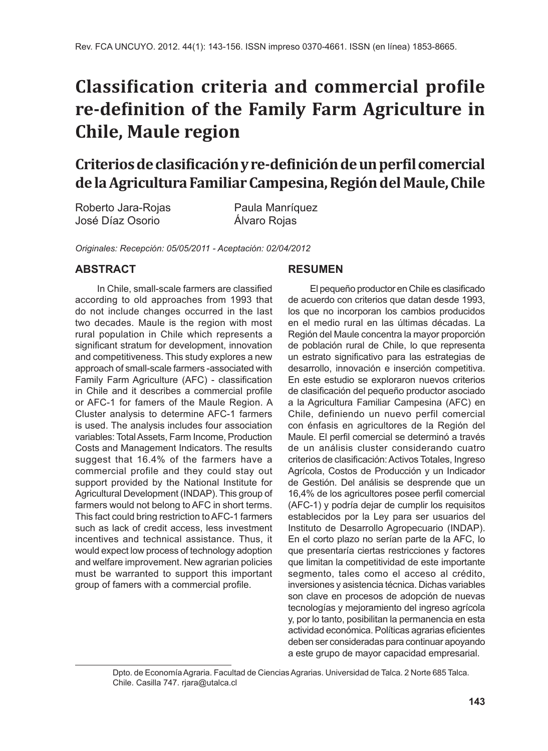# Classification criteria and commercial profile re-definition of the Family Farm Agriculture in Chile, Maule region

## Criterios de clasificación y re-definición de un perfil comercial de la Agricultura Familiar Campesina, Región del Maule, Chile

Roberto Jara-Rojas
José Díaz Osorio
Paula Manríquez
Álvaro Rojas

*Originales: Recepción: 05/05/2011 - Aceptación: 02/04/2012*

## ABSTRACT

In Chile, small-scale farmers are classified according to old approaches from 1993 that do not include changes occurred in the last two decades. Maule is the region with most rural population in Chile which represents a significant stratum for development, innovation and competitiveness. This study explores a new approach of small-scale farmers -associated with Family Farm Agriculture (AFC) - classification in Chile and it describes a commercial profile or AFC-1 for famers of the Maule Region. A Cluster analysis to determine AFC-1 farmers is used. The analysis includes four association variables: Total Assets, Farm Income, Production Costs and Management Indicators. The results suggest that 16.4% of the farmers have a commercial profile and they could stay out support provided by the National Institute for Agricultural Development (INDAP). This group of farmers would not belong to AFC in short terms. This fact could bring restriction to AFC-1 farmers such as lack of credit access, less investment incentives and technical assistance. Thus, it would expect low process of technology adoption and welfare improvement. New agrarian policies must be warranted to support this important group of famers with a commercial profile.

## RESUMEN

El pequeño productor en Chile es clasificado de acuerdo con criterios que datan desde 1993, los que no incorporan los cambios producidos en el medio rural en las últimas décadas. La Región del Maule concentra la mayor proporción de población rural de Chile, lo que representa un estrato significativo para las estrategias de desarrollo, innovación e inserción competitiva. En este estudio se exploraron nuevos criterios de clasificación del pequeño productor asociado a la Agricultura Familiar Campesina (AFC) en Chile, definiendo un nuevo perfil comercial con énfasis en agricultores de la Región del Maule. El perfil comercial se determinó a través de un análisis cluster considerando cuatro criterios de clasificación: Activos Totales, Ingreso Agrícola, Costos de Producción y un Indicador de Gestión. Del análisis se desprende que un 16,4% de los agricultores posee perfil comercial (AFC-1) y podría dejar de cumplir los requisitos establecidos por la Ley para ser usuarios del Instituto de Desarrollo Agropecuario (INDAP). En el corto plazo no serían parte de la AFC, lo que presentaría ciertas restricciones y factores que limitan la competitividad de este importante segmento, tales como el acceso al crédito, inversiones y asistencia técnica. Dichas variables son clave en procesos de adopción de nuevas tecnologías y mejoramiento del ingreso agrícola y, por lo tanto, posibilitan la permanencia en esta actividad económica. Políticas agrarias eficientes deben ser consideradas para continuar apoyando a este grupo de mayor capacidad empresarial.

Dpto. de Economía Agraria. Facultad de Ciencias Agrarias. Universidad de Talca. 2 Norte 685 Talca. Chile. Casilla 747. rjara@utalca.cl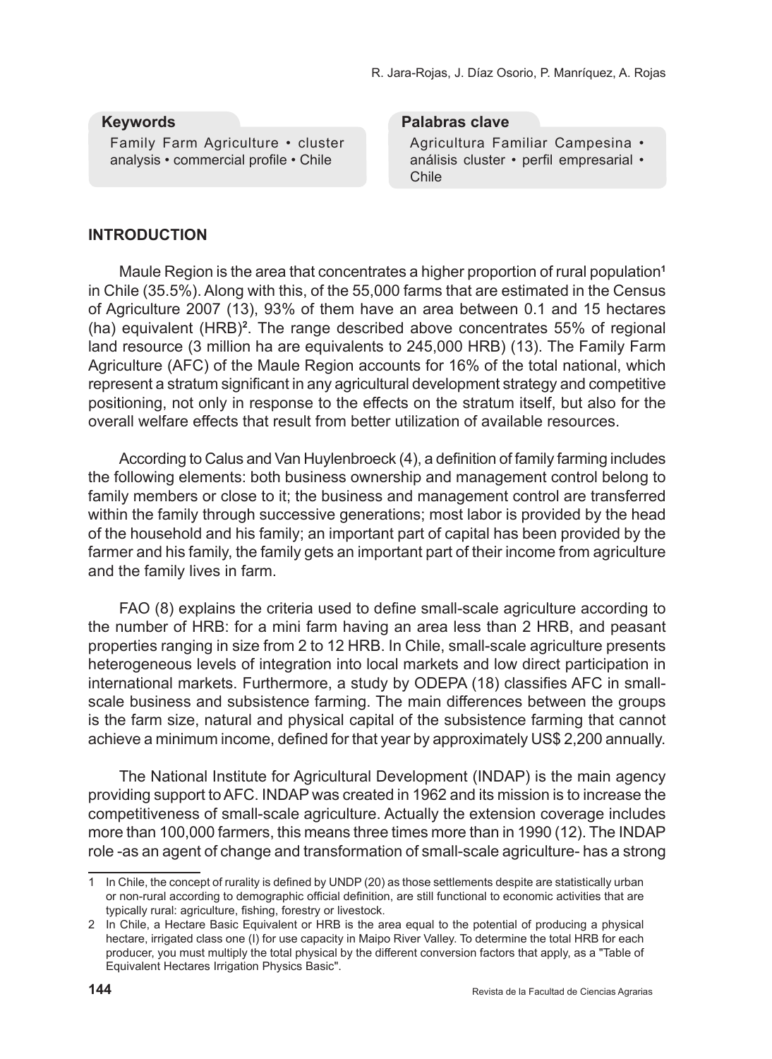**Keywords**

Family Farm Agriculture • cluster analysis • commercial profile • Chile

**Palabras clave**

Agricultura Familiar Campesina • análisis cluster • perfil empresarial • Chile

## INTRODUCTION

Maule Region is the area that concentrates a higher proportion of rural population[1] in Chile (35.5%). Along with this, of the 55,000 farms that are estimated in the Census of Agriculture 2007 (13), 93% of them have an area between 0.1 and 15 hectares (ha) equivalent (HRB)[2]. The range described above concentrates 55% of regional land resource (3 million ha are equivalents to 245,000 HRB) (13). The Family Farm Agriculture (AFC) of the Maule Region accounts for 16% of the total national, which represent a stratum significant in any agricultural development strategy and competitive positioning, not only in response to the effects on the stratum itself, but also for the overall welfare effects that result from better utilization of available resources.

According to Calus and Van Huylenbroeck (4), a definition of family farming includes the following elements: both business ownership and management control belong to family members or close to it; the business and management control are transferred within the family through successive generations; most labor is provided by the head of the household and his family; an important part of capital has been provided by the farmer and his family, the family gets an important part of their income from agriculture and the family lives in farm.

FAO (8) explains the criteria used to define small-scale agriculture according to the number of HRB: for a mini farm having an area less than 2 HRB, and peasant properties ranging in size from 2 to 12 HRB. In Chile, small-scale agriculture presents heterogeneous levels of integration into local markets and low direct participation in international markets. Furthermore, a study by ODEPA (18) classifies AFC in small-scale business and subsistence farming. The main differences between the groups is the farm size, natural and physical capital of the subsistence farming that cannot achieve a minimum income, defined for that year by approximately US$ 2,200 annually.

The National Institute for Agricultural Development (INDAP) is the main agency providing support to AFC. INDAP was created in 1962 and its mission is to increase the competitiveness of small-scale agriculture. Actually the extension coverage includes more than 100,000 farmers, this means three times more than in 1990 (12). The INDAP role -as an agent of change and transformation of small-scale agriculture- has a strong

---

1 In Chile, the concept of rurality is defined by UNDP (20) as those settlements despite are statistically urban or non-rural according to demographic official definition, are still functional to economic activities that are typically rural: agriculture, fishing, forestry or livestock.

2 In Chile, a Hectare Basic Equivalent or HRB is the area equal to the potential of producing a physical hectare, irrigated class one (I) for use capacity in Maipo River Valley. To determine the total HRB for each producer, you must multiply the total physical by the different conversion factors that apply, as a "Table of Equivalent Hectares Irrigation Physics Basic".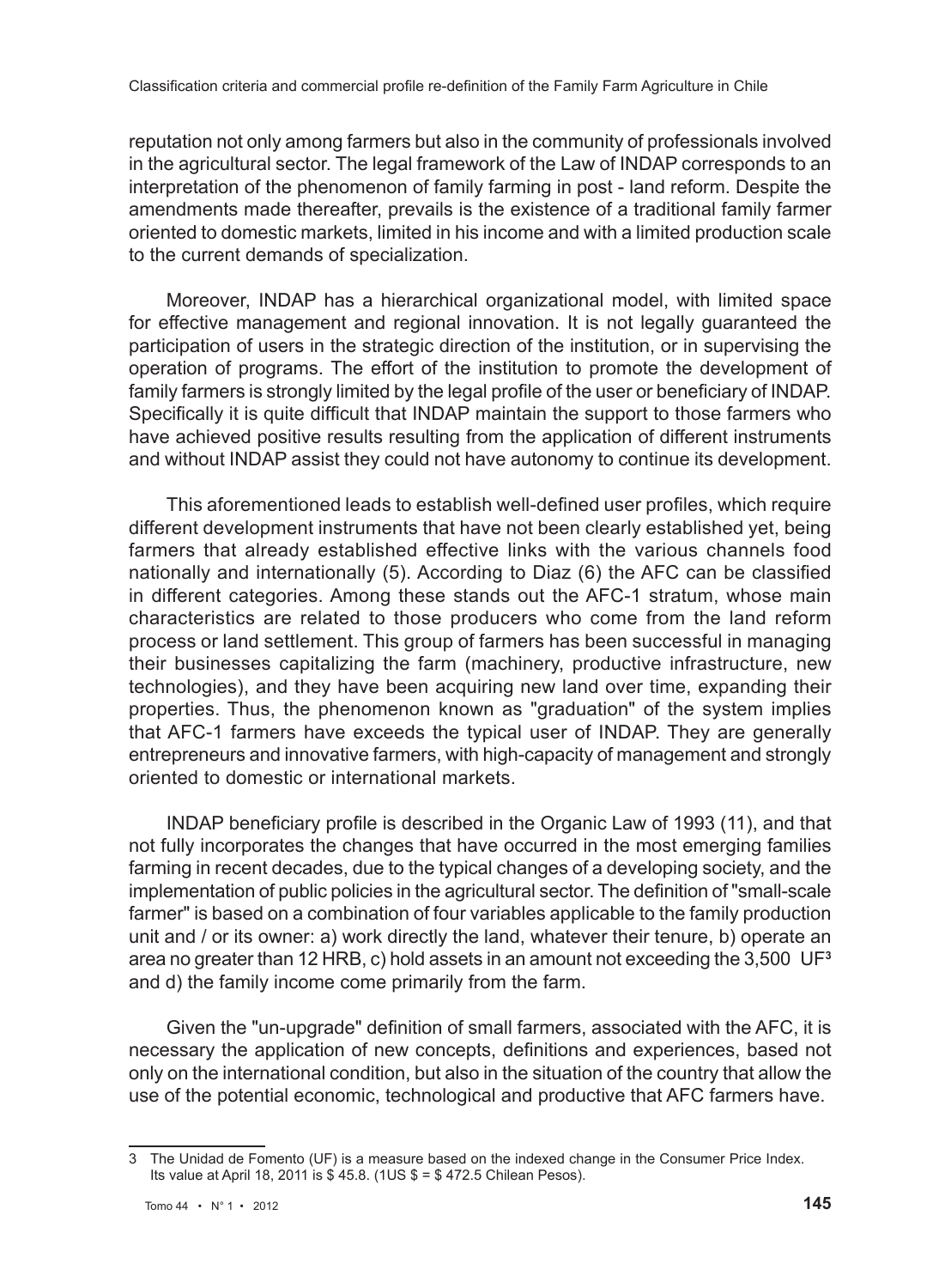reputation not only among farmers but also in the community of professionals involved in the agricultural sector. The legal framework of the Law of INDAP corresponds to an interpretation of the phenomenon of family farming in post - land reform. Despite the amendments made thereafter, prevails is the existence of a traditional family farmer oriented to domestic markets, limited in his income and with a limited production scale to the current demands of specialization.

Moreover, INDAP has a hierarchical organizational model, with limited space for effective management and regional innovation. It is not legally guaranteed the participation of users in the strategic direction of the institution, or in supervising the operation of programs. The effort of the institution to promote the development of family farmers is strongly limited by the legal profile of the user or beneficiary of INDAP. Specifically it is quite difficult that INDAP maintain the support to those farmers who have achieved positive results resulting from the application of different instruments and without INDAP assist they could not have autonomy to continue its development.

This aforementioned leads to establish well-defined user profiles, which require different development instruments that have not been clearly established yet, being farmers that already established effective links with the various channels food nationally and internationally (5). According to Diaz (6) the AFC can be classified in different categories. Among these stands out the AFC-1 stratum, whose main characteristics are related to those producers who come from the land reform process or land settlement. This group of farmers has been successful in managing their businesses capitalizing the farm (machinery, productive infrastructure, new technologies), and they have been acquiring new land over time, expanding their properties. Thus, the phenomenon known as "graduation" of the system implies that AFC-1 farmers have exceeds the typical user of INDAP. They are generally entrepreneurs and innovative farmers, with high-capacity of management and strongly oriented to domestic or international markets.

INDAP beneficiary profile is described in the Organic Law of 1993 (11), and that not fully incorporates the changes that have occurred in the most emerging families farming in recent decades, due to the typical changes of a developing society, and the implementation of public policies in the agricultural sector. The definition of "small-scale farmer" is based on a combination of four variables applicable to the family production unit and / or its owner: a) work directly the land, whatever their tenure, b) operate an area no greater than 12 HRB, c) hold assets in an amount not exceeding the 3,500 UF[3] and d) the family income come primarily from the farm.

Given the "un-upgrade" definition of small farmers, associated with the AFC, it is necessary the application of new concepts, definitions and experiences, based not only on the international condition, but also in the situation of the country that allow the use of the potential economic, technological and productive that AFC farmers have.

---

3 The Unidad de Fomento (UF) is a measure based on the indexed change in the Consumer Price Index. Its value at April 18, 2011 is $ 45.8. (1US $ = $ 472.5 Chilean Pesos).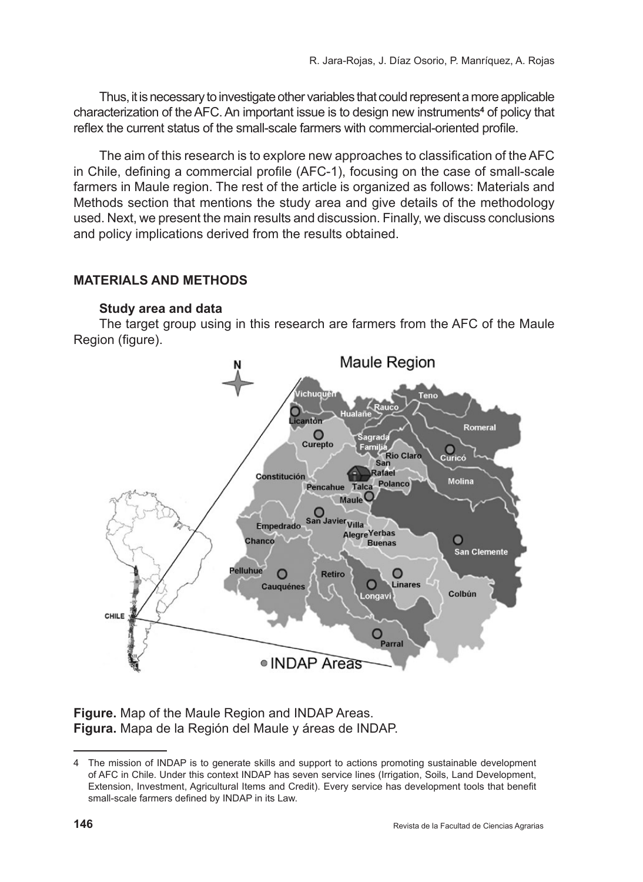Thus, it is necessary to investigate other variables that could represent a more applicable characterization of the AFC. An important issue is to design new instruments[4] of policy that reflex the current status of the small-scale farmers with commercial-oriented profile.

The aim of this research is to explore new approaches to classification of the AFC in Chile, defining a commercial profile (AFC-1), focusing on the case of small-scale farmers in Maule region. The rest of the article is organized as follows: Materials and Methods section that mentions the study area and give details of the methodology used. Next, we present the main results and discussion. Finally, we discuss conclusions and policy implications derived from the results obtained.

## MATERIALS AND METHODS

### Study area and data

The target group using in this research are farmers from the AFC of the Maule Region (figure).

**Figure.** Map of the Maule Region and INDAP Areas.
**Figura.** Mapa de la Región del Maule y áreas de INDAP.

4 The mission of INDAP is to generate skills and support to actions promoting sustainable development of AFC in Chile. Under this context INDAP has seven service lines (Irrigation, Soils, Land Development, Extension, Investment, Agricultural Items and Credit). Every service has development tools that benefit small-scale farmers defined by INDAP in its Law.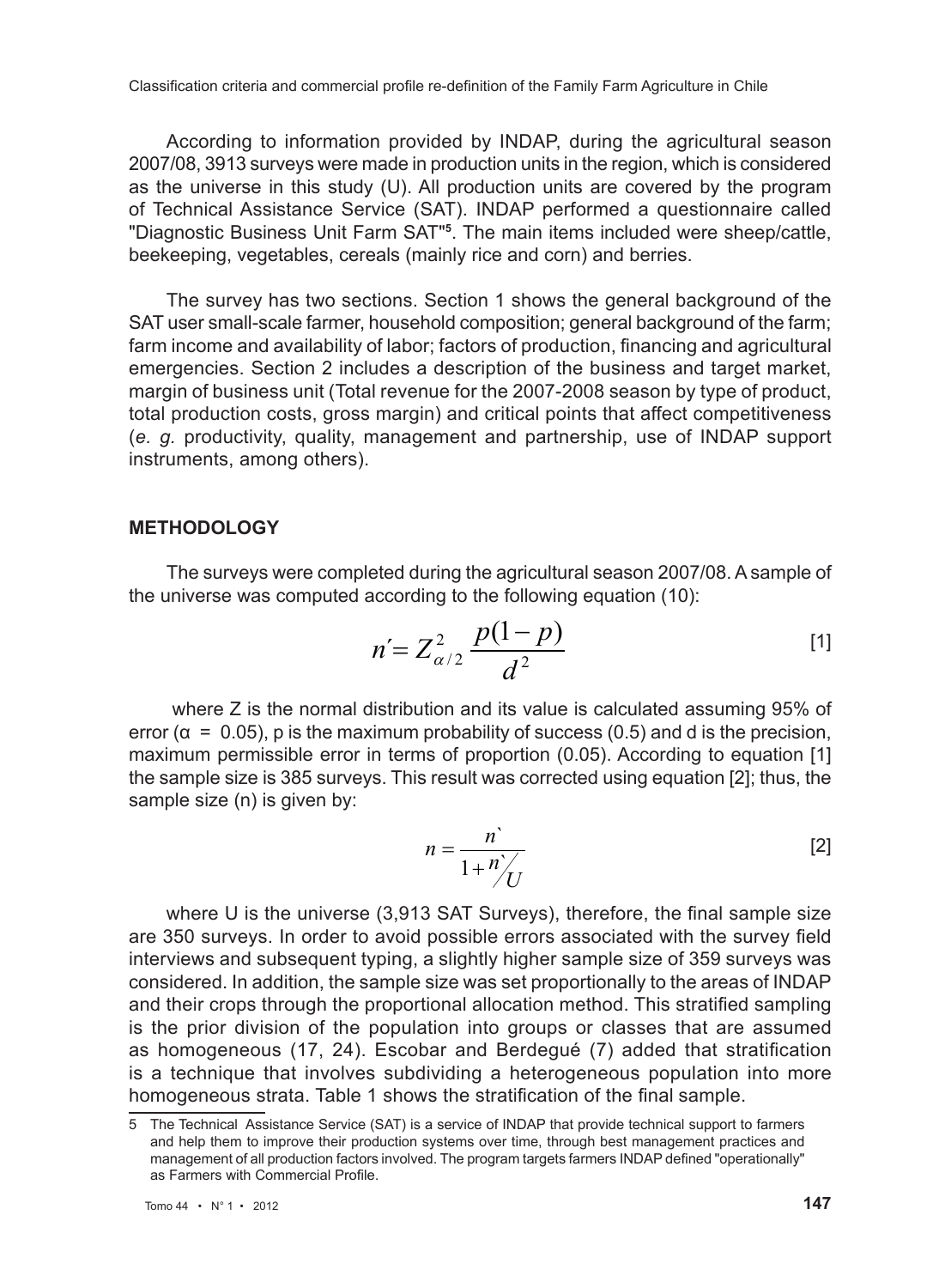According to information provided by INDAP, during the agricultural season 2007/08, 3913 surveys were made in production units in the region, which is considered as the universe in this study (U). All production units are covered by the program of Technical Assistance Service (SAT). INDAP performed a questionnaire called "Diagnostic Business Unit Farm SAT"[5]. The main items included were sheep/cattle, beekeeping, vegetables, cereals (mainly rice and corn) and berries.

The survey has two sections. Section 1 shows the general background of the SAT user small-scale farmer, household composition; general background of the farm; farm income and availability of labor; factors of production, financing and agricultural emergencies. Section 2 includes a description of the business and target market, margin of business unit (Total revenue for the 2007-2008 season by type of product, total production costs, gross margin) and critical points that affect competitiveness (*e. g.* productivity, quality, management and partnership, use of INDAP support instruments, among others).

## METHODOLOGY

The surveys were completed during the agricultural season 2007/08. A sample of the universe was computed according to the following equation (10):

$$n' = Z^2_{\alpha/2} \frac{p(1-p)}{d^2} \quad [1]$$

where Z is the normal distribution and its value is calculated assuming 95% of error ($\alpha = 0.05$), p is the maximum probability of success (0.5) and d is the precision, maximum permissible error in terms of proportion (0.05). According to equation [1] the sample size is 385 surveys. This result was corrected using equation [2]; thus, the sample size (n) is given by:

$$n = \frac{n'}{1 + n'/U} \quad [2]$$

where U is the universe (3,913 SAT Surveys), therefore, the final sample size are 350 surveys. In order to avoid possible errors associated with the survey field interviews and subsequent typing, a slightly higher sample size of 359 surveys was considered. In addition, the sample size was set proportionally to the areas of INDAP and their crops through the proportional allocation method. This stratified sampling is the prior division of the population into groups or classes that are assumed as homogeneous (17, 24). Escobar and Berdegué (7) added that stratification is a technique that involves subdividing a heterogeneous population into more homogeneous strata. Table 1 shows the stratification of the final sample.

---

5 The Technical Assistance Service (SAT) is a service of INDAP that provide technical support to farmers and help them to improve their production systems over time, through best management practices and management of all production factors involved. The program targets farmers INDAP defined "operationally" as Farmers with Commercial Profile.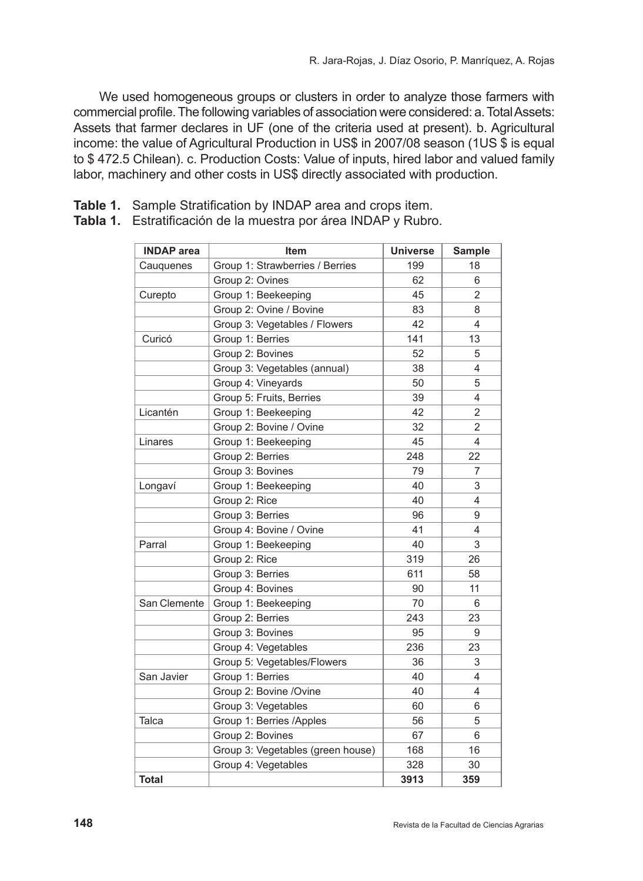We used homogeneous groups or clusters in order to analyze those farmers with commercial profile. The following variables of association were considered: a. Total Assets: Assets that farmer declares in UF (one of the criteria used at present). b. Agricultural income: the value of Agricultural Production in US$ in 2007/08 season (1US $ is equal to $ 472.5 Chilean). c. Production Costs: Value of inputs, hired labor and valued family labor, machinery and other costs in US$ directly associated with production.

**Table 1.** Sample Stratification by INDAP area and crops item.
**Tabla 1.** Estratificación de la muestra por área INDAP y Rubro.

| INDAP area | Item | Universe | Sample |
|---|---|---|---|
| Cauquenes | Group 1: Strawberries / Berries | 199 | 18 |
| | Group 2: Ovines | 62 | 6 |
| Curepto | Group 1: Beekeeping | 45 | 2 |
| | Group 2: Ovine / Bovine | 83 | 8 |
| | Group 3: Vegetables / Flowers | 42 | 4 |
| Curicó | Group 1: Berries | 141 | 13 |
| | Group 2: Bovines | 52 | 5 |
| | Group 3: Vegetables (annual) | 38 | 4 |
| | Group 4: Vineyards | 50 | 5 |
| | Group 5: Fruits, Berries | 39 | 4 |
| Licantén | Group 1: Beekeeping | 42 | 2 |
| | Group 2: Bovine / Ovine | 32 | 2 |
| Linares | Group 1: Beekeeping | 45 | 4 |
| | Group 2: Berries | 248 | 22 |
| | Group 3: Bovines | 79 | 7 |
| Longaví | Group 1: Beekeeping | 40 | 3 |
| | Group 2: Rice | 40 | 4 |
| | Group 3: Berries | 96 | 9 |
| | Group 4: Bovine / Ovine | 41 | 4 |
| Parral | Group 1: Beekeeping | 40 | 3 |
| | Group 2: Rice | 319 | 26 |
| | Group 3: Berries | 611 | 58 |
| | Group 4: Bovines | 90 | 11 |
| San Clemente | Group 1: Beekeeping | 70 | 6 |
| | Group 2: Berries | 243 | 23 |
| | Group 3: Bovines | 95 | 9 |
| | Group 4: Vegetables | 236 | 23 |
| | Group 5: Vegetables/Flowers | 36 | 3 |
| San Javier | Group 1: Berries | 40 | 4 |
| | Group 2: Bovine /Ovine | 40 | 4 |
| | Group 3: Vegetables | 60 | 6 |
| Talca | Group 1: Berries /Apples | 56 | 5 |
| | Group 2: Bovines | 67 | 6 |
| | Group 3: Vegetables (green house) | 168 | 16 |
| | Group 4: Vegetables | 328 | 30 |
| **Total** | | **3913** | **359** |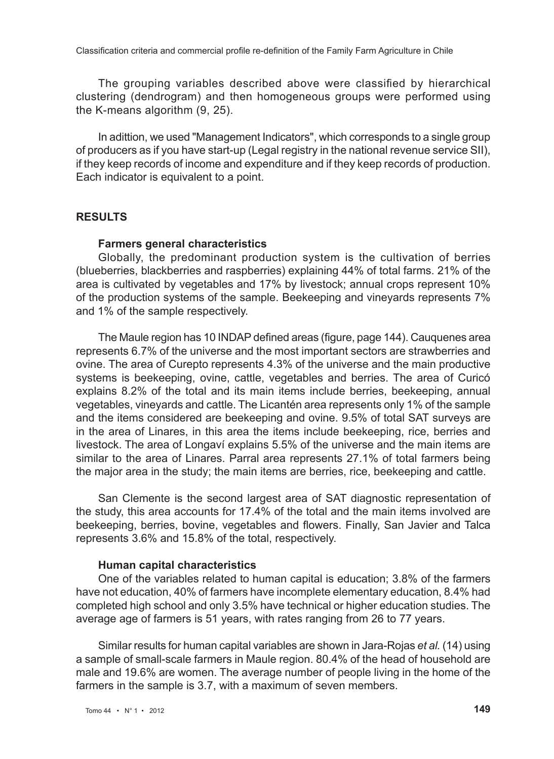The grouping variables described above were classified by hierarchical clustering (dendrogram) and then homogeneous groups were performed using the K-means algorithm (9, 25).

In adittion, we used "Management Indicators", which corresponds to a single group of producers as if you have start-up (Legal registry in the national revenue service SII), if they keep records of income and expenditure and if they keep records of production. Each indicator is equivalent to a point.

## RESULTS

### Farmers general characteristics

Globally, the predominant production system is the cultivation of berries (blueberries, blackberries and raspberries) explaining 44% of total farms. 21% of the area is cultivated by vegetables and 17% by livestock; annual crops represent 10% of the production systems of the sample. Beekeeping and vineyards represents 7% and 1% of the sample respectively.

The Maule region has 10 INDAP defined areas (figure, page 144). Cauquenes area represents 6.7% of the universe and the most important sectors are strawberries and ovine. The area of Curepto represents 4.3% of the universe and the main productive systems is beekeeping, ovine, cattle, vegetables and berries. The area of Curicó explains 8.2% of the total and its main items include berries, beekeeping, annual vegetables, vineyards and cattle. The Licantén area represents only 1% of the sample and the items considered are beekeeping and ovine. 9.5% of total SAT surveys are in the area of Linares, in this area the items include beekeeping, rice, berries and livestock. The area of Longaví explains 5.5% of the universe and the main items are similar to the area of Linares. Parral area represents 27.1% of total farmers being the major area in the study; the main items are berries, rice, beekeeping and cattle.

San Clemente is the second largest area of SAT diagnostic representation of the study, this area accounts for 17.4% of the total and the main items involved are beekeeping, berries, bovine, vegetables and flowers. Finally, San Javier and Talca represents 3.6% and 15.8% of the total, respectively.

### Human capital characteristics

One of the variables related to human capital is education; 3.8% of the farmers have not education, 40% of farmers have incomplete elementary education, 8.4% had completed high school and only 3.5% have technical or higher education studies. The average age of farmers is 51 years, with rates ranging from 26 to 77 years.

Similar results for human capital variables are shown in Jara-Rojas *et al.* (14) using a sample of small-scale farmers in Maule region. 80.4% of the head of household are male and 19.6% are women. The average number of people living in the home of the farmers in the sample is 3.7, with a maximum of seven members.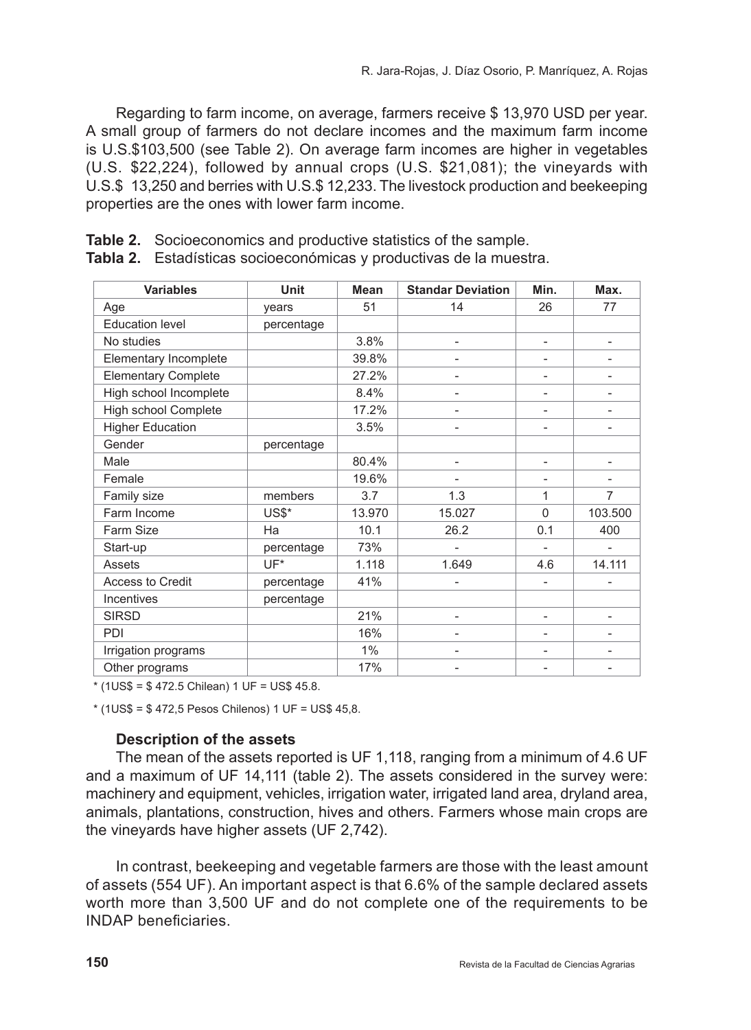Regarding to farm income, on average, farmers receive $ 13,970 USD per year. A small group of farmers do not declare incomes and the maximum farm income is U.S.$103,500 (see Table 2). On average farm incomes are higher in vegetables (U.S. $22,224), followed by annual crops (U.S. $21,081); the vineyards with U.S.$ 13,250 and berries with U.S.$ 12,233. The livestock production and beekeeping properties are the ones with lower farm income.

**Table 2.** Socioeconomics and productive statistics of the sample.
**Tabla 2.** Estadísticas socioeconómicas y productivas de la muestra.

| Variables | Unit | Mean | Standar Deviation | Min. | Max. |
|---|---|---|---|---|---|
| Age | years | 51 | 14 | 26 | 77 |
| Education level | percentage | | | | |
| No studies | | 3.8% | - | - | - |
| Elementary Incomplete | | 39.8% | - | - | - |
| Elementary Complete | | 27.2% | - | - | - |
| High school Incomplete | | 8.4% | - | - | - |
| High school Complete | | 17.2% | - | - | - |
| Higher Education | | 3.5% | - | - | - |
| Gender | percentage | | | | |
| Male | | 80.4% | - | - | - |
| Female | | 19.6% | - | - | - |
| Family size | members | 3.7 | 1.3 | 1 | 7 |
| Farm Income | US$* | 13.970 | 15.027 | 0 | 103.500 |
| Farm Size | Ha | 10.1 | 26.2 | 0.1 | 400 |
| Start-up | percentage | 73% | - | - | - |
| Assets | UF* | 1.118 | 1.649 | 4.6 | 14.111 |
| Access to Credit | percentage | 41% | - | - | - |
| Incentives | percentage | | | | |
| SIRSD | | 21% | - | - | - |
| PDI | | 16% | - | - | - |
| Irrigation programs | | 1% | - | - | - |
| Other programs | | 17% | - | - | - |

\* (1US$ = $ 472.5 Chilean) 1 UF = US$ 45.8.

\* (1US$ = $ 472,5 Pesos Chilenos) 1 UF = US$ 45,8.

### Description of the assets

The mean of the assets reported is UF 1,118, ranging from a minimum of 4.6 UF and a maximum of UF 14,111 (table 2). The assets considered in the survey were: machinery and equipment, vehicles, irrigation water, irrigated land area, dryland area, animals, plantations, construction, hives and others. Farmers whose main crops are the vineyards have higher assets (UF 2,742).

In contrast, beekeeping and vegetable farmers are those with the least amount of assets (554 UF). An important aspect is that 6.6% of the sample declared assets worth more than 3,500 UF and do not complete one of the requirements to be INDAP beneficiaries.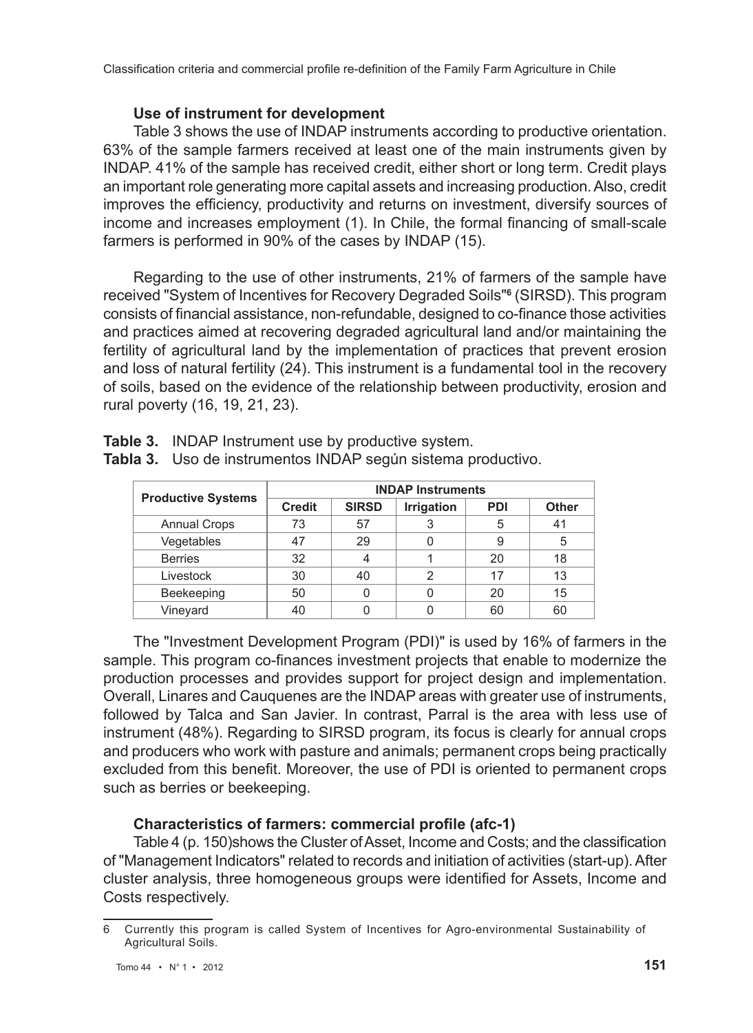### Use of instrument for development

Table 3 shows the use of INDAP instruments according to productive orientation. 63% of the sample farmers received at least one of the main instruments given by INDAP. 41% of the sample has received credit, either short or long term. Credit plays an important role generating more capital assets and increasing production. Also, credit improves the efficiency, productivity and returns on investment, diversify sources of income and increases employment (1). In Chile, the formal financing of small-scale farmers is performed in 90% of the cases by INDAP (15).

Regarding to the use of other instruments, 21% of farmers of the sample have received "System of Incentives for Recovery Degraded Soils"[6] (SIRSD). This program consists of financial assistance, non-refundable, designed to co-finance those activities and practices aimed at recovering degraded agricultural land and/or maintaining the fertility of agricultural land by the implementation of practices that prevent erosion and loss of natural fertility (24). This instrument is a fundamental tool in the recovery of soils, based on the evidence of the relationship between productivity, erosion and rural poverty (16, 19, 21, 23).

**Table 3.** INDAP Instrument use by productive system.
**Tabla 3.** Uso de instrumentos INDAP según sistema productivo.

| Productive Systems | INDAP Instruments | | | | |
|---|---|---|---|---|---|
| | Credit | SIRSD | Irrigation | PDI | Other |
| Annual Crops | 73 | 57 | 3 | 5 | 41 |
| Vegetables | 47 | 29 | 0 | 9 | 5 |
| Berries | 32 | 4 | 1 | 20 | 18 |
| Livestock | 30 | 40 | 2 | 17 | 13 |
| Beekeeping | 50 | 0 | 0 | 20 | 15 |
| Vineyard | 40 | 0 | 0 | 60 | 60 |

The "Investment Development Program (PDI)" is used by 16% of farmers in the sample. This program co-finances investment projects that enable to modernize the production processes and provides support for project design and implementation. Overall, Linares and Cauquenes are the INDAP areas with greater use of instruments, followed by Talca and San Javier. In contrast, Parral is the area with less use of instrument (48%). Regarding to SIRSD program, its focus is clearly for annual crops and producers who work with pasture and animals; permanent crops being practically excluded from this benefit. Moreover, the use of PDI is oriented to permanent crops such as berries or beekeeping.

### Characteristics of farmers: commercial profile (afc-1)

Table 4 (p. 150)shows the Cluster of Asset, Income and Costs; and the classification of "Management Indicators" related to records and initiation of activities (start-up). After cluster analysis, three homogeneous groups were identified for Assets, Income and Costs respectively.

---

6 Currently this program is called System of Incentives for Agro-environmental Sustainability of Agricultural Soils.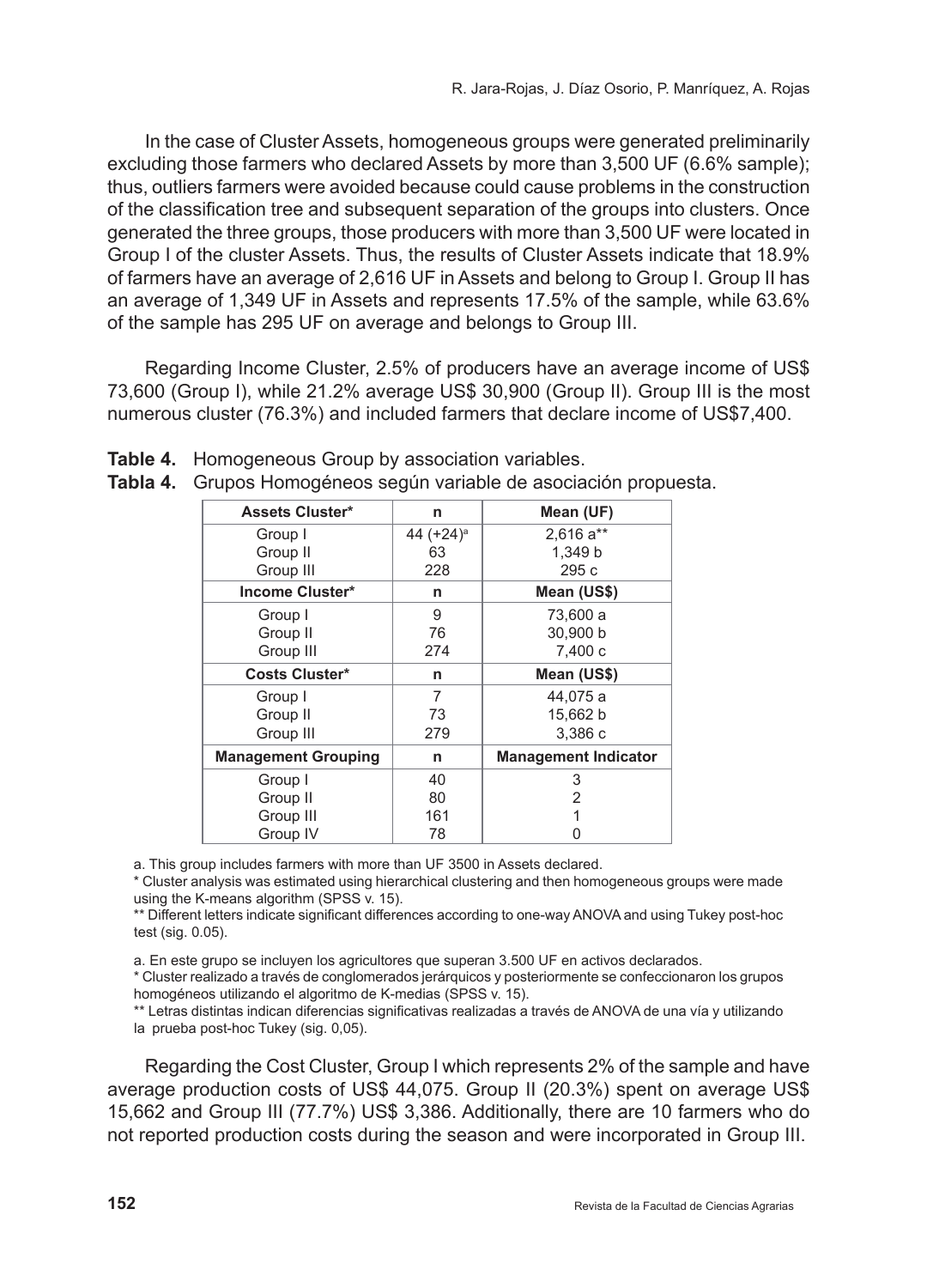In the case of Cluster Assets, homogeneous groups were generated preliminarily excluding those farmers who declared Assets by more than 3,500 UF (6.6% sample); thus, outliers farmers were avoided because could cause problems in the construction of the classification tree and subsequent separation of the groups into clusters. Once generated the three groups, those producers with more than 3,500 UF were located in Group I of the cluster Assets. Thus, the results of Cluster Assets indicate that 18.9% of farmers have an average of 2,616 UF in Assets and belong to Group I. Group II has an average of 1,349 UF in Assets and represents 17.5% of the sample, while 63.6% of the sample has 295 UF on average and belongs to Group III.

Regarding Income Cluster, 2.5% of producers have an average income of US$ 73,600 (Group I), while 21.2% average US$ 30,900 (Group II). Group III is the most numerous cluster (76.3%) and included farmers that declare income of US$7,400.

**Table 4.** Homogeneous Group by association variables.
**Tabla 4.** Grupos Homogéneos según variable de asociación propuesta.

| **Assets Cluster*** | **n** | **Mean (UF)** |
|---|---|---|
| Group I | 44 (+24)[a] | 2,616 a** |
| Group II | 63 | 1,349 b |
| Group III | 228 | 295 c |
| **Income Cluster*** | **n** | **Mean (US$)** |
| Group I | 9 | 73,600 a |
| Group II | 76 | 30,900 b |
| Group III | 274 | 7,400 c |
| **Costs Cluster*** | **n** | **Mean (US$)** |
| Group I | 7 | 44,075 a |
| Group II | 73 | 15,662 b |
| Group III | 279 | 3,386 c |
| **Management Grouping** | **n** | **Management Indicator** |
| Group I | 40 | 3 |
| Group II | 80 | 2 |
| Group III | 161 | 1 |
| Group IV | 78 | 0 |

a. This group includes farmers with more than UF 3500 in Assets declared.
* Cluster analysis was estimated using hierarchical clustering and then homogeneous groups were made using the K-means algorithm (SPSS v. 15).
** Different letters indicate significant differences according to one-way ANOVA and using Tukey post-hoc test (sig. 0.05).

a. En este grupo se incluyen los agricultores que superan 3.500 UF en activos declarados.
* Cluster realizado a través de conglomerados jerárquicos y posteriormente se confeccionaron los grupos homogéneos utilizando el algoritmo de K-medias (SPSS v. 15).
** Letras distintas indican diferencias significativas realizadas a través de ANOVA de una vía y utilizando la prueba post-hoc Tukey (sig. 0,05).

Regarding the Cost Cluster, Group I which represents 2% of the sample and have average production costs of US$ 44,075. Group II (20.3%) spent on average US$ 15,662 and Group III (77.7%) US$ 3,386. Additionally, there are 10 farmers who do not reported production costs during the season and were incorporated in Group III.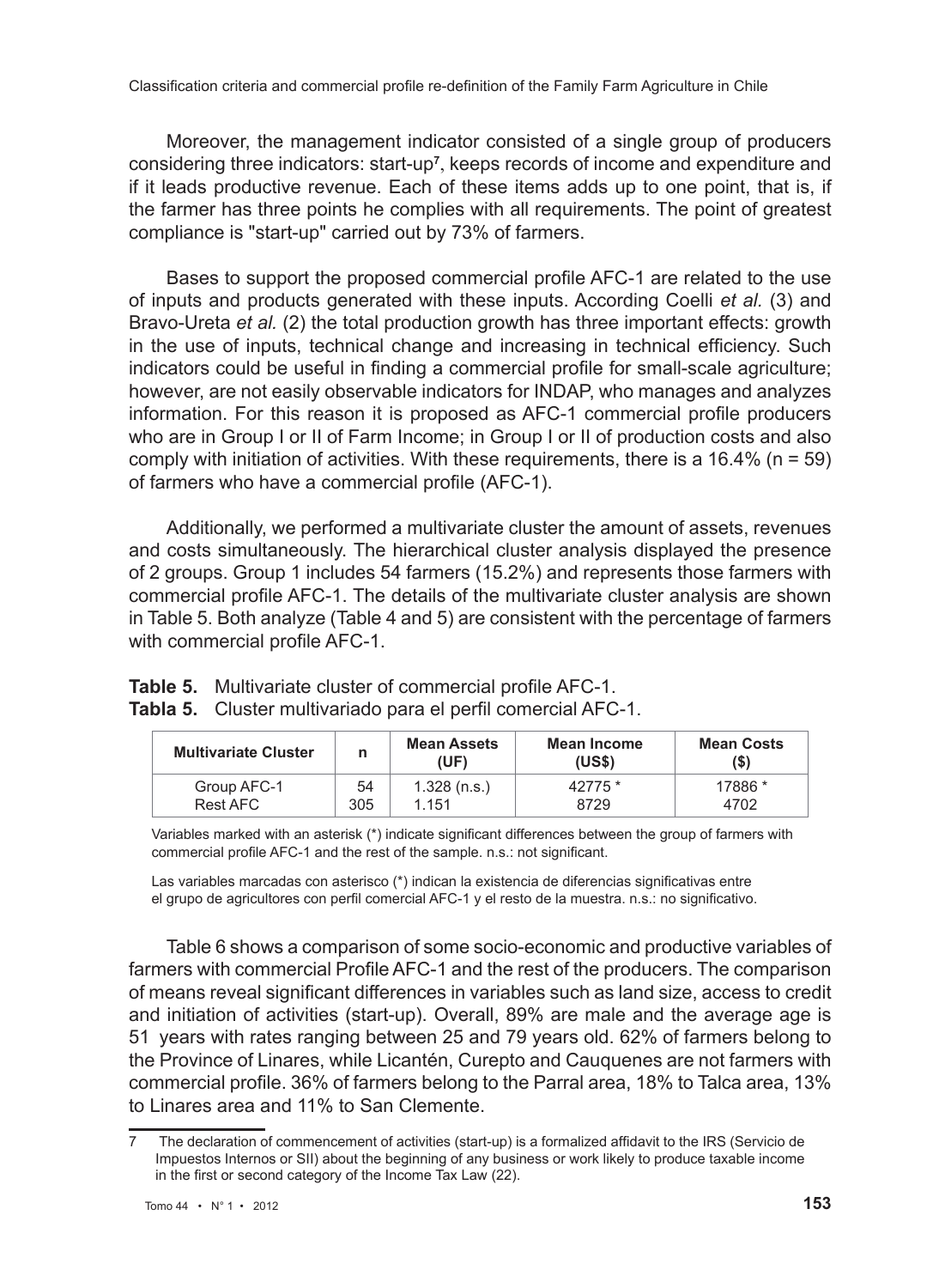Moreover, the management indicator consisted of a single group of producers considering three indicators: start-up[7], keeps records of income and expenditure and if it leads productive revenue. Each of these items adds up to one point, that is, if the farmer has three points he complies with all requirements. The point of greatest compliance is "start-up" carried out by 73% of farmers.

Bases to support the proposed commercial profile AFC-1 are related to the use of inputs and products generated with these inputs. According Coelli *et al.* (3) and Bravo-Ureta *et al.* (2) the total production growth has three important effects: growth in the use of inputs, technical change and increasing in technical efficiency. Such indicators could be useful in finding a commercial profile for small-scale agriculture; however, are not easily observable indicators for INDAP, who manages and analyzes information. For this reason it is proposed as AFC-1 commercial profile producers who are in Group I or II of Farm Income; in Group I or II of production costs and also comply with initiation of activities. With these requirements, there is a 16.4% (n = 59) of farmers who have a commercial profile (AFC-1).

Additionally, we performed a multivariate cluster the amount of assets, revenues and costs simultaneously. The hierarchical cluster analysis displayed the presence of 2 groups. Group 1 includes 54 farmers (15.2%) and represents those farmers with commercial profile AFC-1. The details of the multivariate cluster analysis are shown in Table 5. Both analyze (Table 4 and 5) are consistent with the percentage of farmers with commercial profile AFC-1.

**Table 5.** Multivariate cluster of commercial profile AFC-1.
**Tabla 5.** Cluster multivariado para el perfil comercial AFC-1.

| Multivariate Cluster | n | Mean Assets (UF) | Mean Income (US$) | Mean Costs ($) |
|---|---|---|---|---|
| Group AFC-1 | 54 | 1.328 (n.s.) | 42775 * | 17886 * |
| Rest AFC | 305 | 1.151 | 8729 | 4702 |

Variables marked with an asterisk (*) indicate significant differences between the group of farmers with commercial profile AFC-1 and the rest of the sample. n.s.: not significant.

Las variables marcadas con asterisco (*) indican la existencia de diferencias significativas entre el grupo de agricultores con perfil comercial AFC-1 y el resto de la muestra. n.s.: no significativo.

Table 6 shows a comparison of some socio-economic and productive variables of farmers with commercial Profile AFC-1 and the rest of the producers. The comparison of means reveal significant differences in variables such as land size, access to credit and initiation of activities (start-up). Overall, 89% are male and the average age is 51 years with rates ranging between 25 and 79 years old. 62% of farmers belong to the Province of Linares, while Licantén, Curepto and Cauquenes are not farmers with commercial profile. 36% of farmers belong to the Parral area, 18% to Talca area, 13% to Linares area and 11% to San Clemente.

---

7 The declaration of commencement of activities (start-up) is a formalized affidavit to the IRS (Servicio de Impuestos Internos or SII) about the beginning of any business or work likely to produce taxable income in the first or second category of the Income Tax Law (22).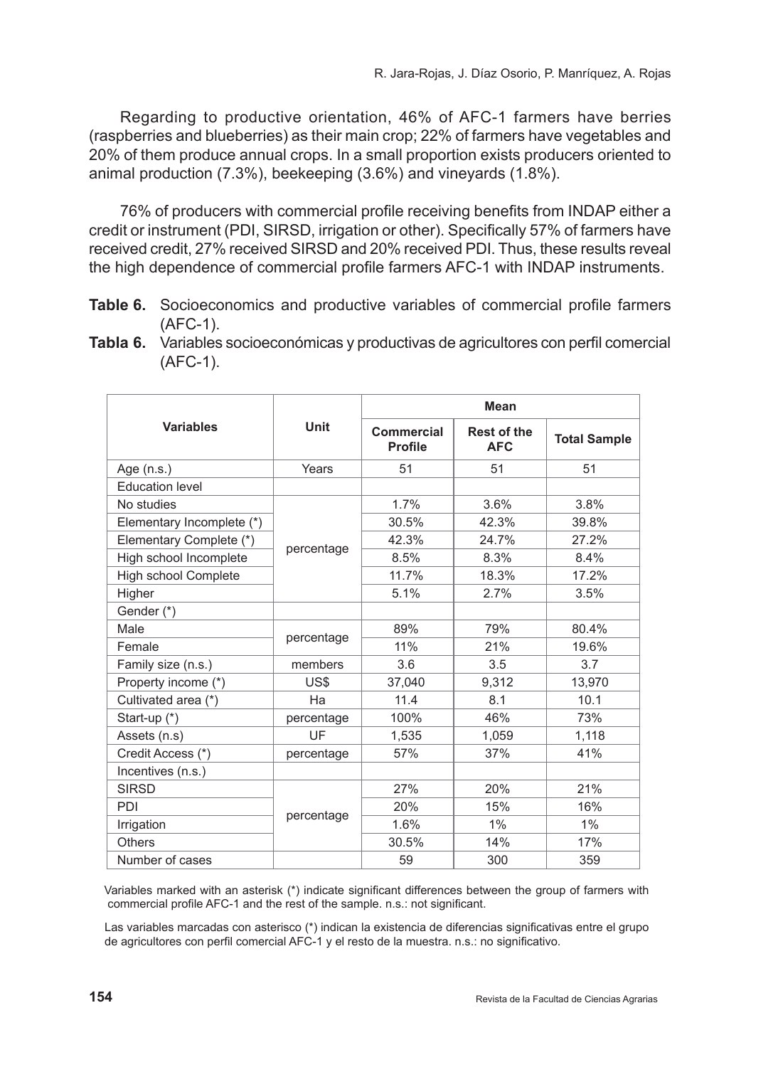Regarding to productive orientation, 46% of AFC-1 farmers have berries (raspberries and blueberries) as their main crop; 22% of farmers have vegetables and 20% of them produce annual crops. In a small proportion exists producers oriented to animal production (7.3%), beekeeping (3.6%) and vineyards (1.8%).

76% of producers with commercial profile receiving benefits from INDAP either a credit or instrument (PDI, SIRSD, irrigation or other). Specifically 57% of farmers have received credit, 27% received SIRSD and 20% received PDI. Thus, these results reveal the high dependence of commercial profile farmers AFC-1 with INDAP instruments.

**Table 6.** Socioeconomics and productive variables of commercial profile farmers (AFC-1).

**Tabla 6.** Variables socioeconómicas y productivas de agricultores con perfil comercial (AFC-1).

| Variables | Unit | Mean | | |
|---|---|---|---|---|
| | | Commercial Profile | Rest of the AFC | Total Sample |
| Age (n.s.) | Years | 51 | 51 | 51 |
| Education level | | | | |
| No studies | percentage | 1.7% | 3.6% | 3.8% |
| Elementary Incomplete (*) | | 30.5% | 42.3% | 39.8% |
| Elementary Complete (*) | | 42.3% | 24.7% | 27.2% |
| High school Incomplete | | 8.5% | 8.3% | 8.4% |
| High school Complete | | 11.7% | 18.3% | 17.2% |
| Higher | | 5.1% | 2.7% | 3.5% |
| Gender (*) | | | | |
| Male | percentage | 89% | 79% | 80.4% |
| Female | | 11% | 21% | 19.6% |
| Family size (n.s.) | members | 3.6 | 3.5 | 3.7 |
| Property income (*) | US$ | 37,040 | 9,312 | 13,970 |
| Cultivated area (*) | Ha | 11.4 | 8.1 | 10.1 |
| Start-up (*) | percentage | 100% | 46% | 73% |
| Assets (n.s) | UF | 1,535 | 1,059 | 1,118 |
| Credit Access (*) | percentage | 57% | 37% | 41% |
| Incentives (n.s.) | | | | |
| SIRSD | percentage | 27% | 20% | 21% |
| PDI | | 20% | 15% | 16% |
| Irrigation | | 1.6% | 1% | 1% |
| Others | | 30.5% | 14% | 17% |
| Number of cases | | 59 | 300 | 359 |

Variables marked with an asterisk (*) indicate significant differences between the group of farmers with commercial profile AFC-1 and the rest of the sample. n.s.: not significant.

Las variables marcadas con asterisco (*) indican la existencia de diferencias significativas entre el grupo de agricultores con perfil comercial AFC-1 y el resto de la muestra. n.s.: no significativo.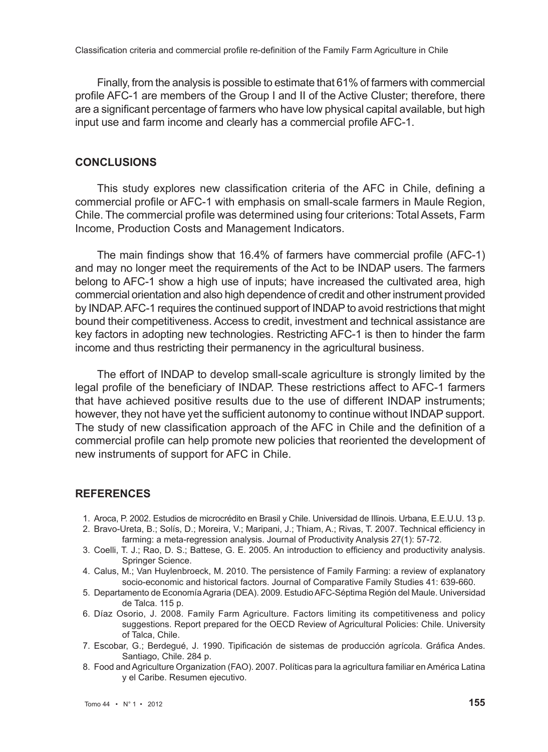Finally, from the analysis is possible to estimate that 61% of farmers with commercial profile AFC-1 are members of the Group I and II of the Active Cluster; therefore, there are a significant percentage of farmers who have low physical capital available, but high input use and farm income and clearly has a commercial profile AFC-1.

## CONCLUSIONS

This study explores new classification criteria of the AFC in Chile, defining a commercial profile or AFC-1 with emphasis on small-scale farmers in Maule Region, Chile. The commercial profile was determined using four criterions: Total Assets, Farm Income, Production Costs and Management Indicators.

The main findings show that 16.4% of farmers have commercial profile (AFC-1) and may no longer meet the requirements of the Act to be INDAP users. The farmers belong to AFC-1 show a high use of inputs; have increased the cultivated area, high commercial orientation and also high dependence of credit and other instrument provided by INDAP. AFC-1 requires the continued support of INDAP to avoid restrictions that might bound their competitiveness. Access to credit, investment and technical assistance are key factors in adopting new technologies. Restricting AFC-1 is then to hinder the farm income and thus restricting their permanency in the agricultural business.

The effort of INDAP to develop small-scale agriculture is strongly limited by the legal profile of the beneficiary of INDAP. These restrictions affect to AFC-1 farmers that have achieved positive results due to the use of different INDAP instruments; however, they not have yet the sufficient autonomy to continue without INDAP support. The study of new classification approach of the AFC in Chile and the definition of a commercial profile can help promote new policies that reoriented the development of new instruments of support for AFC in Chile.

## REFERENCES

1. Aroca, P. 2002. Estudios de microcrédito en Brasil y Chile. Universidad de Illinois. Urbana, E.E.U.U. 13 p.
2. Bravo-Ureta, B.; Solís, D.; Moreira, V.; Maripani, J.; Thiam, A.; Rivas, T. 2007. Technical efficiency in farming: a meta-regression analysis. Journal of Productivity Analysis 27(1): 57-72.
3. Coelli, T. J.; Rao, D. S.; Battese, G. E. 2005. An introduction to efficiency and productivity analysis. Springer Science.
4. Calus, M.; Van Huylenbroeck, M. 2010. The persistence of Family Farming: a review of explanatory socio-economic and historical factors. Journal of Comparative Family Studies 41: 639-660.
5. Departamento de Economía Agraria (DEA). 2009. Estudio AFC-Séptima Región del Maule. Universidad de Talca. 115 p.
6. Díaz Osorio, J. 2008. Family Farm Agriculture. Factors limiting its competitiveness and policy suggestions. Report prepared for the OECD Review of Agricultural Policies: Chile. University of Talca, Chile.
7. Escobar, G.; Berdegué, J. 1990. Tipificación de sistemas de producción agrícola. Gráfica Andes. Santiago, Chile. 284 p.
8. Food and Agriculture Organization (FAO). 2007. Políticas para la agricultura familiar en América Latina y el Caribe. Resumen ejecutivo.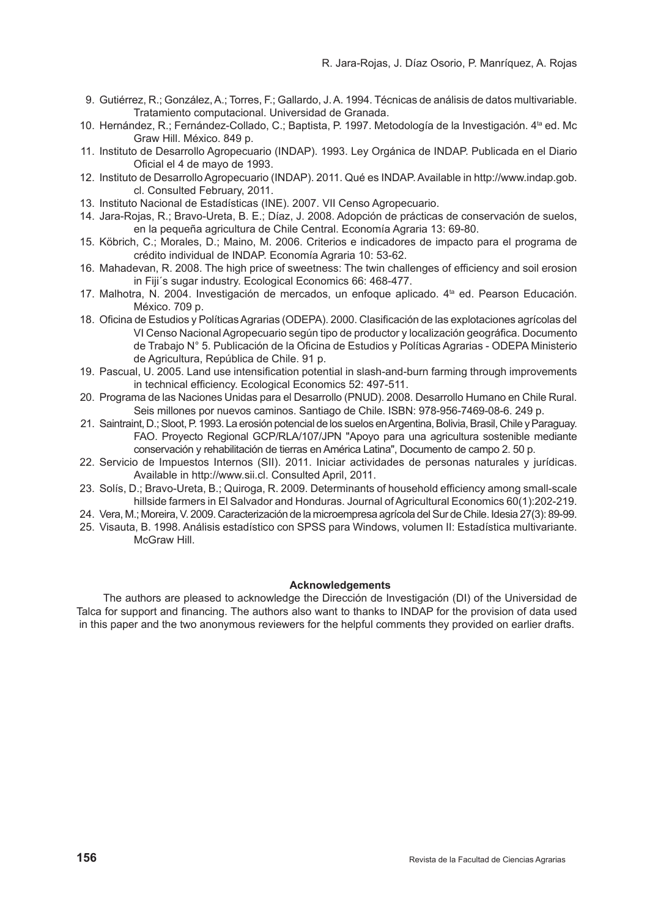9. Gutiérrez, R.; González, A.; Torres, F.; Gallardo, J. A. 1994. Técnicas de análisis de datos multivariable. Tratamiento computacional. Universidad de Granada.
10. Hernández, R.; Fernández-Collado, C.; Baptista, P. 1997. Metodología de la Investigación. 4ta ed. Mc Graw Hill. México. 849 p.
11. Instituto de Desarrollo Agropecuario (INDAP). 1993. Ley Orgánica de INDAP. Publicada en el Diario Oficial el 4 de mayo de 1993.
12. Instituto de Desarrollo Agropecuario (INDAP). 2011. Qué es INDAP. Available in http://www.indap.gob.cl. Consulted February, 2011.
13. Instituto Nacional de Estadísticas (INE). 2007. VII Censo Agropecuario.
14. Jara-Rojas, R.; Bravo-Ureta, B. E.; Díaz, J. 2008. Adopción de prácticas de conservación de suelos, en la pequeña agricultura de Chile Central. Economía Agraria 13: 69-80.
15. Köbrich, C.; Morales, D.; Maino, M. 2006. Criterios e indicadores de impacto para el programa de crédito individual de INDAP. Economía Agraria 10: 53-62.
16. Mahadevan, R. 2008. The high price of sweetness: The twin challenges of efficiency and soil erosion in Fiji´s sugar industry. Ecological Economics 66: 468-477.
17. Malhotra, N. 2004. Investigación de mercados, un enfoque aplicado. 4ta ed. Pearson Educación. México. 709 p.
18. Oficina de Estudios y Políticas Agrarias (ODEPA). 2000. Clasificación de las explotaciones agrícolas del VI Censo Nacional Agropecuario según tipo de productor y localización geográfica. Documento de Trabajo N° 5. Publicación de la Oficina de Estudios y Políticas Agrarias - ODEPA Ministerio de Agricultura, República de Chile. 91 p.
19. Pascual, U. 2005. Land use intensification potential in slash-and-burn farming through improvements in technical efficiency. Ecological Economics 52: 497-511.
20. Programa de las Naciones Unidas para el Desarrollo (PNUD). 2008. Desarrollo Humano en Chile Rural. Seis millones por nuevos caminos. Santiago de Chile. ISBN: 978-956-7469-08-6. 249 p.
21. Saintraint, D.; Sloot, P. 1993. La erosión potencial de los suelos en Argentina, Bolivia, Brasil, Chile y Paraguay. FAO. Proyecto Regional GCP/RLA/107/JPN "Apoyo para una agricultura sostenible mediante conservación y rehabilitación de tierras en América Latina", Documento de campo 2. 50 p.
22. Servicio de Impuestos Internos (SII). 2011. Iniciar actividades de personas naturales y jurídicas. Available in http://www.sii.cl. Consulted April, 2011.
23. Solís, D.; Bravo-Ureta, B.; Quiroga, R. 2009. Determinants of household efficiency among small-scale hillside farmers in El Salvador and Honduras. Journal of Agricultural Economics 60(1):202-219.
24. Vera, M.; Moreira, V. 2009. Caracterización de la microempresa agrícola del Sur de Chile. Idesia 27(3): 89-99.
25. Visauta, B. 1998. Análisis estadístico con SPSS para Windows, volumen II: Estadística multivariante. McGraw Hill.

### Acknowledgements

The authors are pleased to acknowledge the Dirección de Investigación (DI) of the Universidad de Talca for support and financing. The authors also want to thanks to INDAP for the provision of data used in this paper and the two anonymous reviewers for the helpful comments they provided on earlier drafts.